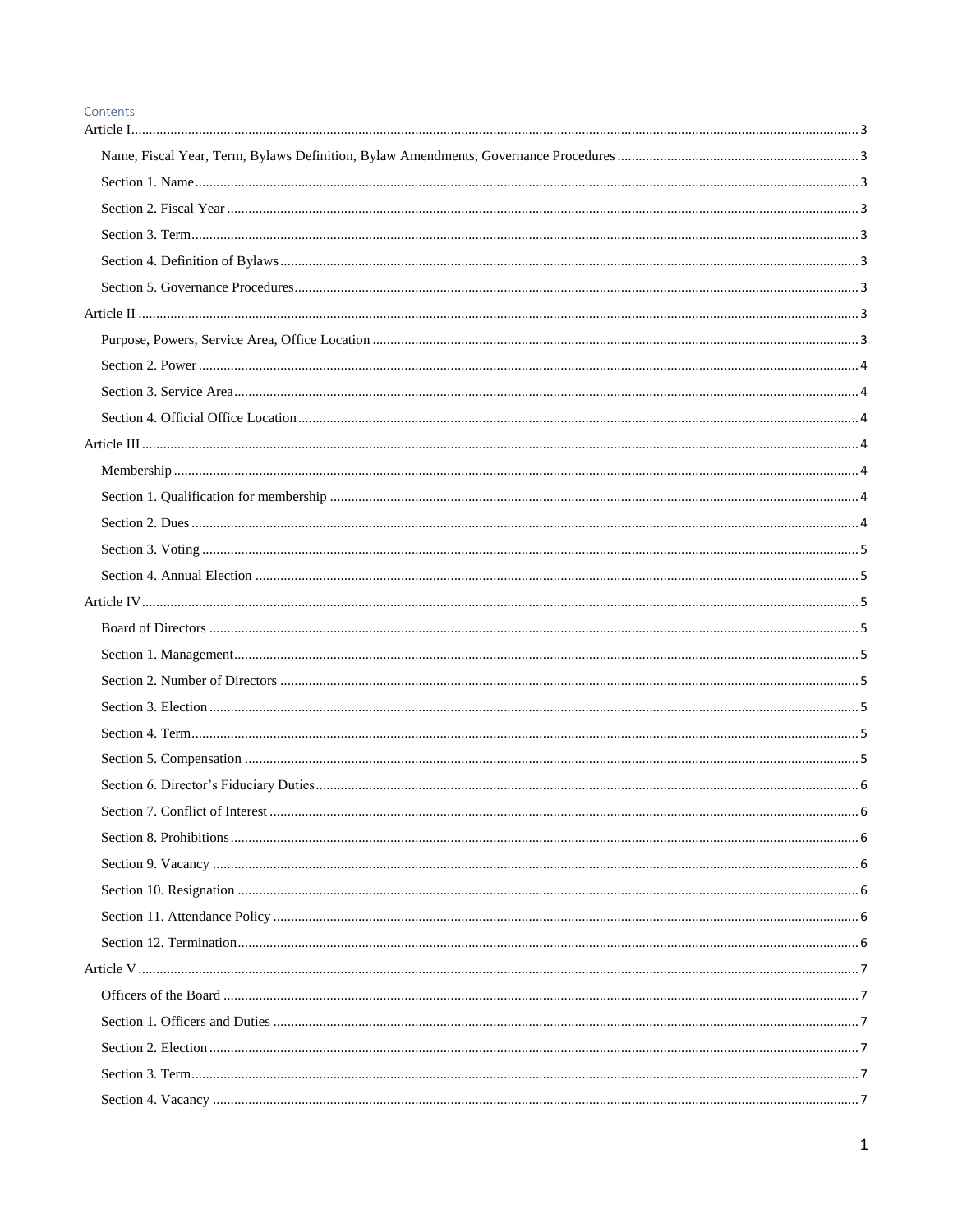Contents

Article I ........ 3

Name, Fiscal Year, Term, Bylaws Definition, Bylaw Amendments, Governance Procedures ........ 3

Section 1. Name ........ 3

Section 2. Fiscal Year ........ 3

Section 3. Term ........ 3

Section 4. Definition of Bylaws ........ 3

Section 5. Governance Procedures ........ 3

Article II ........ 3

Purpose, Powers, Service Area, Office Location ........ 3

Section 2. Power ........ 4

Section 3. Service Area ........ 4

Section 4. Official Office Location ........ 4

Article III ........ 4

Membership ........ 4

Section 1. Qualification for membership ........ 4

Section 2. Dues ........ 4

Section 3. Voting ........ 5

Section 4. Annual Election ........ 5

Article IV ........ 5

Board of Directors ........ 5

Section 1. Management ........ 5

Section 2. Number of Directors ........ 5

Section 3. Election ........ 5

Section 4. Term ........ 5

Section 5. Compensation ........ 5

Section 6. Director's Fiduciary Duties ........ 6

Section 7. Conflict of Interest ........ 6

Section 8. Prohibitions ........ 6

Section 9. Vacancy ........ 6

Section 10. Resignation ........ 6

Section 11. Attendance Policy ........ 6

Section 12. Termination ........ 6

Article V ........ 7

Officers of the Board ........ 7

Section 1. Officers and Duties ........ 7

Section 2. Election ........ 7

Section 3. Term ........ 7

Section 4. Vacancy ........ 7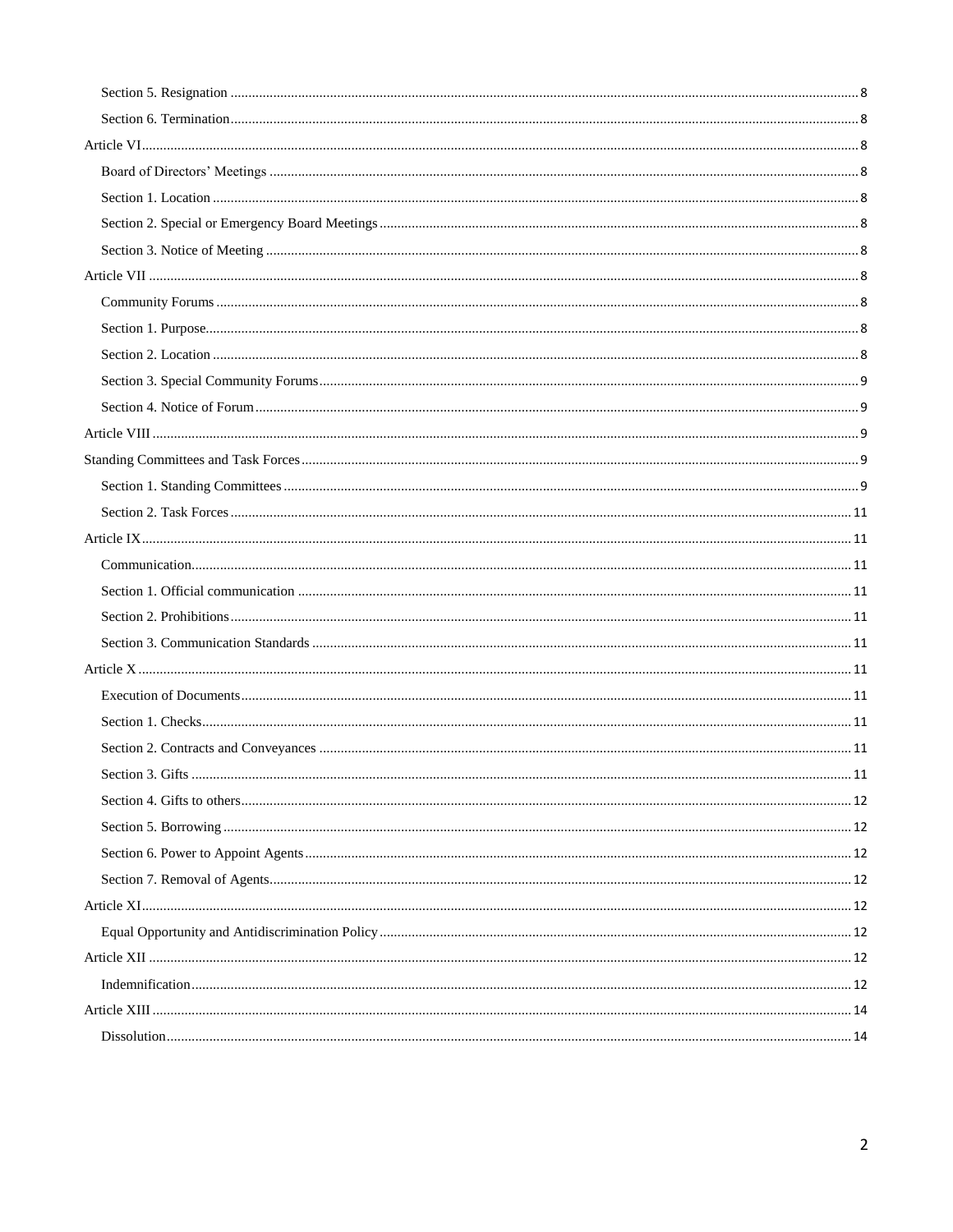Section 5. Resignation ............................................................................................................ 8

Section 6. Termination ............................................................................................................ 8

Article VI ............................................................................................................................. 8

Board of Directors' Meetings ................................................................................................ 8

Section 1. Location ............................................................................................................... 8

Section 2. Special or Emergency Board Meetings ................................................................ 8

Section 3. Notice of Meeting ................................................................................................. 8

Article VII ............................................................................................................................ 8

Community Forums .............................................................................................................. 8

Section 1. Purpose ................................................................................................................. 8

Section 2. Location ............................................................................................................... 8

Section 3. Special Community Forums ................................................................................. 9

Section 4. Notice of Forum .................................................................................................... 9

Article VIII ........................................................................................................................... 9

Standing Committees and Task Forces .................................................................................. 9

Section 1. Standing Committees ........................................................................................... 9

Section 2. Task Forces ........................................................................................................... 11

Article IX ............................................................................................................................. 11

Communication .................................................................................................................... 11

Section 1. Official communication ........................................................................................ 11

Section 2. Prohibitions .......................................................................................................... 11

Section 3. Communication Standards .................................................................................... 11

Article X .............................................................................................................................. 11

Execution of Documents ....................................................................................................... 11

Section 1. Checks .................................................................................................................. 11

Section 2. Contracts and Conveyances .................................................................................. 11

Section 3. Gifts ..................................................................................................................... 11

Section 4. Gifts to others ....................................................................................................... 12

Section 5. Borrowing ............................................................................................................ 12

Section 6. Power to Appoint Agents ...................................................................................... 12

Section 7. Removal of Agents ............................................................................................... 12

Article XI ............................................................................................................................. 12

Equal Opportunity and Antidiscrimination Policy ................................................................ 12

Article XII ............................................................................................................................ 12

Indemnification .................................................................................................................... 12

Article XIII ........................................................................................................................... 14

Dissolution ............................................................................................................................ 14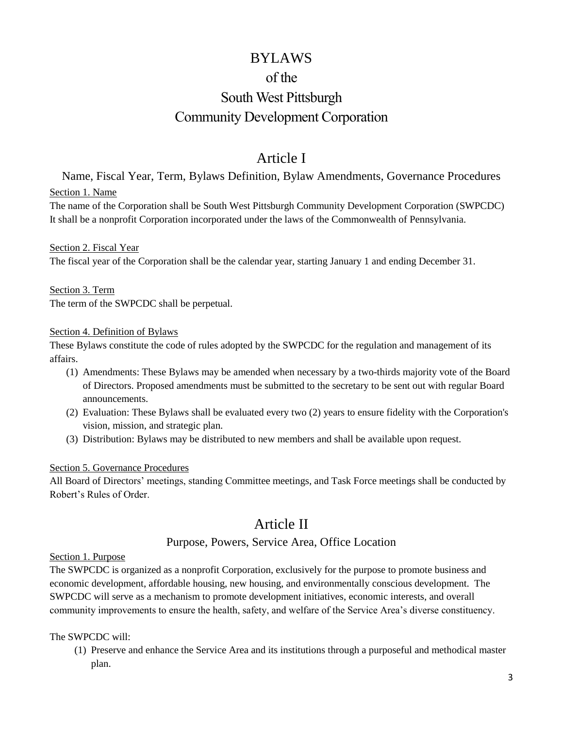# BYLAWS
# of the
# South West Pittsburgh
# Community Development Corporation

## Article I

### Name, Fiscal Year, Term, Bylaws Definition, Bylaw Amendments, Governance Procedures

Section 1. Name

The name of the Corporation shall be South West Pittsburgh Community Development Corporation (SWPCDC) It shall be a nonprofit Corporation incorporated under the laws of the Commonwealth of Pennsylvania.

Section 2. Fiscal Year

The fiscal year of the Corporation shall be the calendar year, starting January 1 and ending December 31.

Section 3. Term

The term of the SWPCDC shall be perpetual.

Section 4. Definition of Bylaws

These Bylaws constitute the code of rules adopted by the SWPCDC for the regulation and management of its affairs.

1. Amendments: These Bylaws may be amended when necessary by a two-thirds majority vote of the Board of Directors. Proposed amendments must be submitted to the secretary to be sent out with regular Board announcements.
2. Evaluation: These Bylaws shall be evaluated every two (2) years to ensure fidelity with the Corporation's vision, mission, and strategic plan.
3. Distribution: Bylaws may be distributed to new members and shall be available upon request.

Section 5. Governance Procedures

All Board of Directors' meetings, standing Committee meetings, and Task Force meetings shall be conducted by Robert's Rules of Order.

## Article II

### Purpose, Powers, Service Area, Office Location

Section 1. Purpose

The SWPCDC is organized as a nonprofit Corporation, exclusively for the purpose to promote business and economic development, affordable housing, new housing, and environmentally conscious development. The SWPCDC will serve as a mechanism to promote development initiatives, economic interests, and overall community improvements to ensure the health, safety, and welfare of the Service Area's diverse constituency.

The SWPCDC will:

1. Preserve and enhance the Service Area and its institutions through a purposeful and methodical master plan.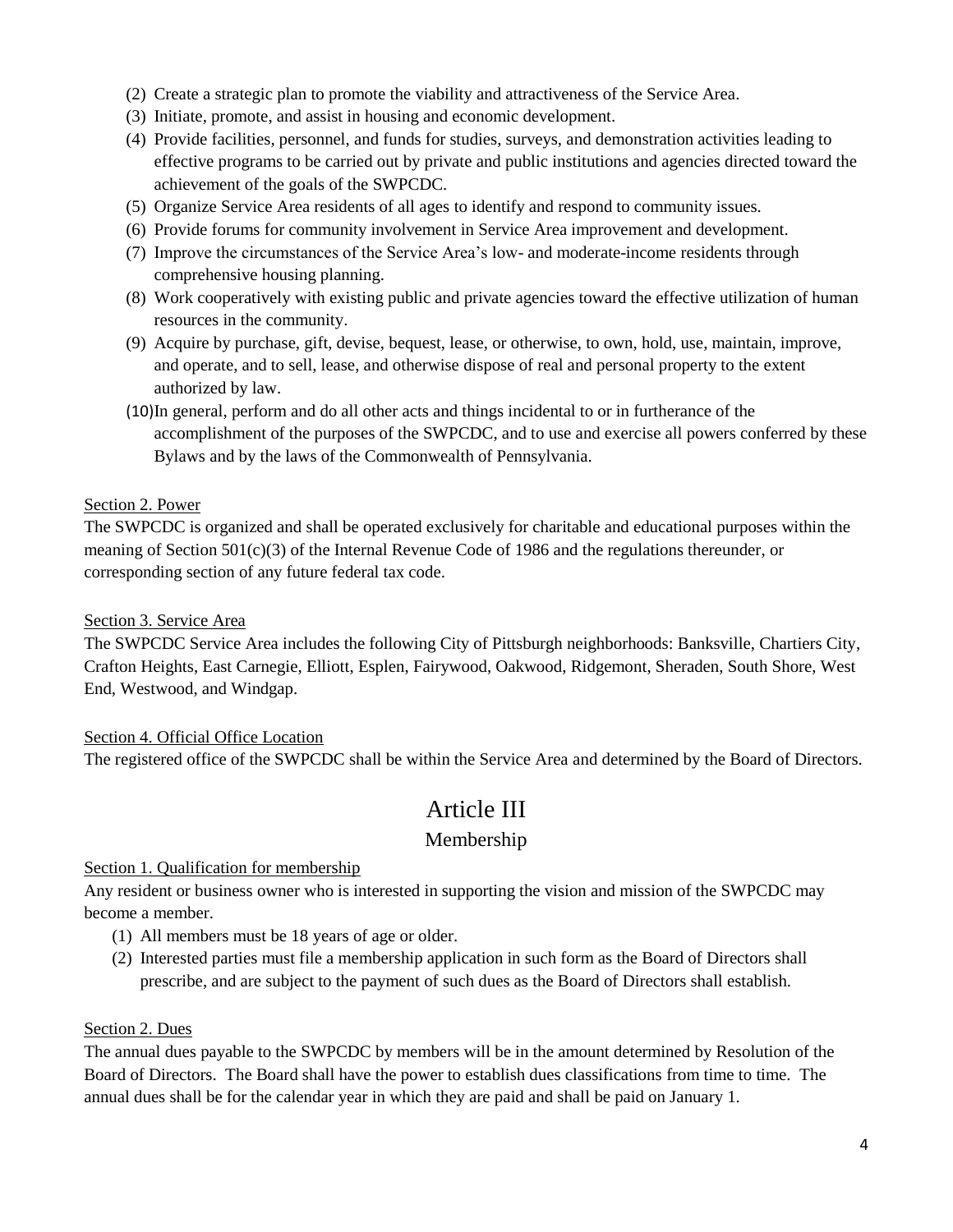(2) Create a strategic plan to promote the viability and attractiveness of the Service Area.
(3) Initiate, promote, and assist in housing and economic development.
(4) Provide facilities, personnel, and funds for studies, surveys, and demonstration activities leading to effective programs to be carried out by private and public institutions and agencies directed toward the achievement of the goals of the SWPCDC.
(5) Organize Service Area residents of all ages to identify and respond to community issues.
(6) Provide forums for community involvement in Service Area improvement and development.
(7) Improve the circumstances of the Service Area's low- and moderate-income residents through comprehensive housing planning.
(8) Work cooperatively with existing public and private agencies toward the effective utilization of human resources in the community.
(9) Acquire by purchase, gift, devise, bequest, lease, or otherwise, to own, hold, use, maintain, improve, and operate, and to sell, lease, and otherwise dispose of real and personal property to the extent authorized by law.
(10) In general, perform and do all other acts and things incidental to or in furtherance of the accomplishment of the purposes of the SWPCDC, and to use and exercise all powers conferred by these Bylaws and by the laws of the Commonwealth of Pennsylvania.

Section 2. Power

The SWPCDC is organized and shall be operated exclusively for charitable and educational purposes within the meaning of Section 501(c)(3) of the Internal Revenue Code of 1986 and the regulations thereunder, or corresponding section of any future federal tax code.

Section 3. Service Area

The SWPCDC Service Area includes the following City of Pittsburgh neighborhoods: Banksville, Chartiers City, Crafton Heights, East Carnegie, Elliott, Esplen, Fairywood, Oakwood, Ridgemont, Sheraden, South Shore, West End, Westwood, and Windgap.

Section 4. Official Office Location

The registered office of the SWPCDC shall be within the Service Area and determined by the Board of Directors.

# Article III

## Membership

Section 1. Qualification for membership

Any resident or business owner who is interested in supporting the vision and mission of the SWPCDC may become a member.

(1) All members must be 18 years of age or older.
(2) Interested parties must file a membership application in such form as the Board of Directors shall prescribe, and are subject to the payment of such dues as the Board of Directors shall establish.

Section 2. Dues

The annual dues payable to the SWPCDC by members will be in the amount determined by Resolution of the Board of Directors. The Board shall have the power to establish dues classifications from time to time. The annual dues shall be for the calendar year in which they are paid and shall be paid on January 1.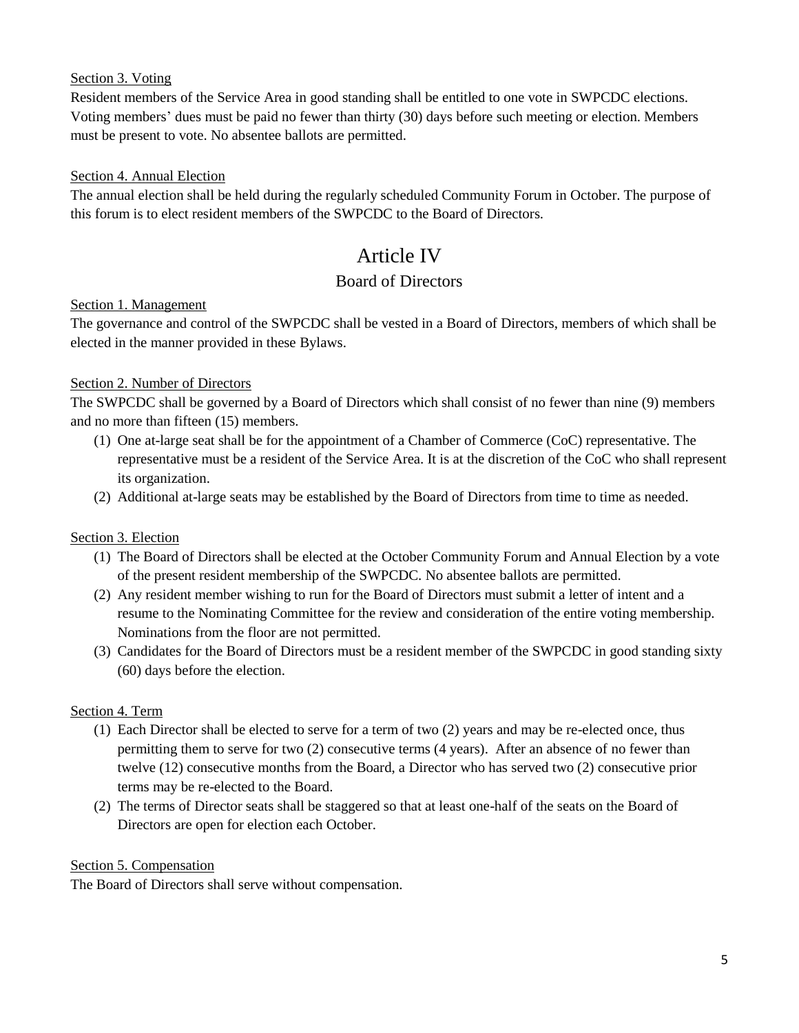Section 3. Voting

Resident members of the Service Area in good standing shall be entitled to one vote in SWPCDC elections. Voting members' dues must be paid no fewer than thirty (30) days before such meeting or election. Members must be present to vote. No absentee ballots are permitted.

Section 4. Annual Election

The annual election shall be held during the regularly scheduled Community Forum in October. The purpose of this forum is to elect resident members of the SWPCDC to the Board of Directors.

# Article IV

## Board of Directors

Section 1. Management

The governance and control of the SWPCDC shall be vested in a Board of Directors, members of which shall be elected in the manner provided in these Bylaws.

Section 2. Number of Directors

The SWPCDC shall be governed by a Board of Directors which shall consist of no fewer than nine (9) members and no more than fifteen (15) members.

(1) One at-large seat shall be for the appointment of a Chamber of Commerce (CoC) representative. The representative must be a resident of the Service Area. It is at the discretion of the CoC who shall represent its organization.
(2) Additional at-large seats may be established by the Board of Directors from time to time as needed.

Section 3. Election

(1) The Board of Directors shall be elected at the October Community Forum and Annual Election by a vote of the present resident membership of the SWPCDC. No absentee ballots are permitted.
(2) Any resident member wishing to run for the Board of Directors must submit a letter of intent and a resume to the Nominating Committee for the review and consideration of the entire voting membership. Nominations from the floor are not permitted.
(3) Candidates for the Board of Directors must be a resident member of the SWPCDC in good standing sixty (60) days before the election.

Section 4. Term

(1) Each Director shall be elected to serve for a term of two (2) years and may be re-elected once, thus permitting them to serve for two (2) consecutive terms (4 years). After an absence of no fewer than twelve (12) consecutive months from the Board, a Director who has served two (2) consecutive prior terms may be re-elected to the Board.
(2) The terms of Director seats shall be staggered so that at least one-half of the seats on the Board of Directors are open for election each October.

Section 5. Compensation

The Board of Directors shall serve without compensation.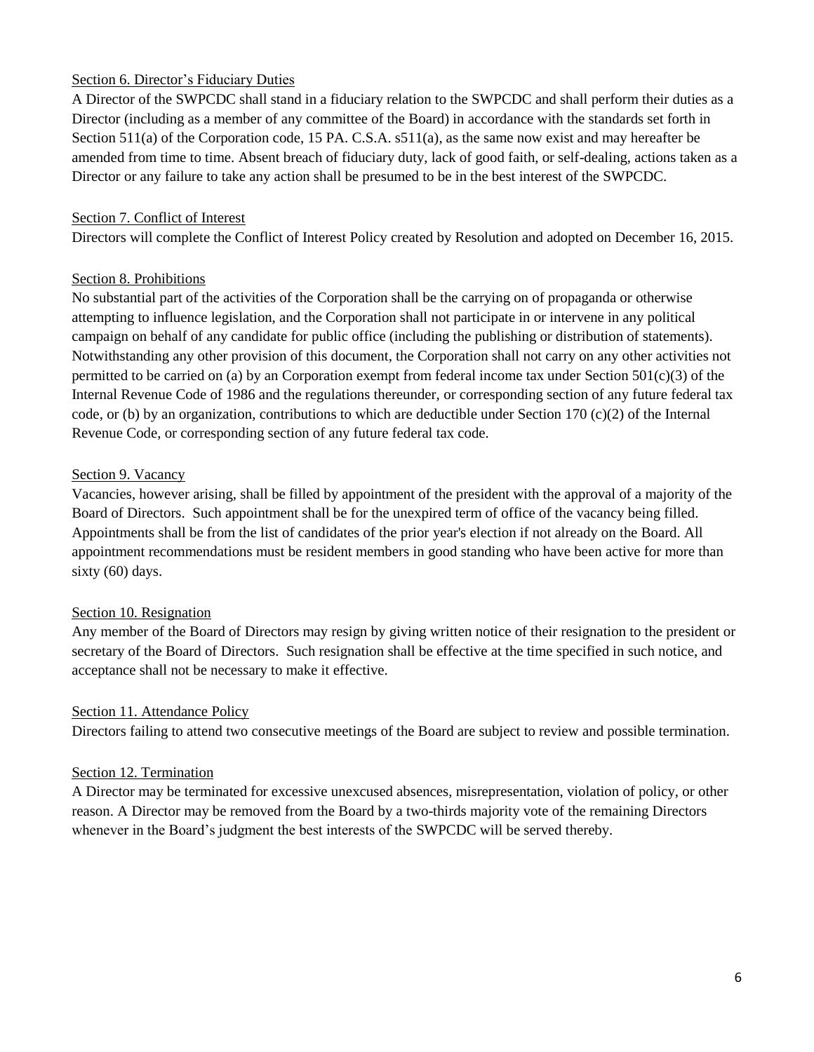Section 6. Director's Fiduciary Duties

A Director of the SWPCDC shall stand in a fiduciary relation to the SWPCDC and shall perform their duties as a Director (including as a member of any committee of the Board) in accordance with the standards set forth in Section 511(a) of the Corporation code, 15 PA. C.S.A. s511(a), as the same now exist and may hereafter be amended from time to time. Absent breach of fiduciary duty, lack of good faith, or self-dealing, actions taken as a Director or any failure to take any action shall be presumed to be in the best interest of the SWPCDC.

Section 7. Conflict of Interest

Directors will complete the Conflict of Interest Policy created by Resolution and adopted on December 16, 2015.

Section 8. Prohibitions

No substantial part of the activities of the Corporation shall be the carrying on of propaganda or otherwise attempting to influence legislation, and the Corporation shall not participate in or intervene in any political campaign on behalf of any candidate for public office (including the publishing or distribution of statements). Notwithstanding any other provision of this document, the Corporation shall not carry on any other activities not permitted to be carried on (a) by an Corporation exempt from federal income tax under Section 501(c)(3) of the Internal Revenue Code of 1986 and the regulations thereunder, or corresponding section of any future federal tax code, or (b) by an organization, contributions to which are deductible under Section 170 (c)(2) of the Internal Revenue Code, or corresponding section of any future federal tax code.

Section 9. Vacancy

Vacancies, however arising, shall be filled by appointment of the president with the approval of a majority of the Board of Directors. Such appointment shall be for the unexpired term of office of the vacancy being filled. Appointments shall be from the list of candidates of the prior year's election if not already on the Board. All appointment recommendations must be resident members in good standing who have been active for more than sixty (60) days.

Section 10. Resignation

Any member of the Board of Directors may resign by giving written notice of their resignation to the president or secretary of the Board of Directors. Such resignation shall be effective at the time specified in such notice, and acceptance shall not be necessary to make it effective.

Section 11. Attendance Policy

Directors failing to attend two consecutive meetings of the Board are subject to review and possible termination.

Section 12. Termination

A Director may be terminated for excessive unexcused absences, misrepresentation, violation of policy, or other reason. A Director may be removed from the Board by a two-thirds majority vote of the remaining Directors whenever in the Board's judgment the best interests of the SWPCDC will be served thereby.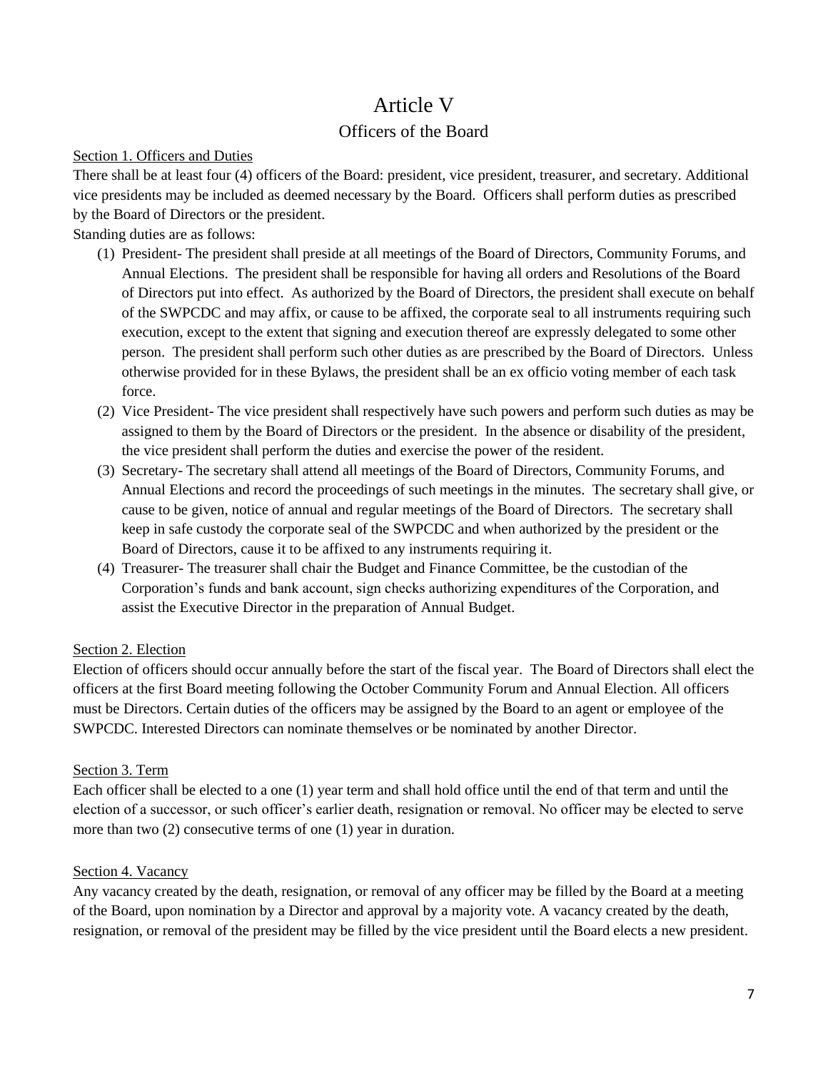# Article V

## Officers of the Board

<u>Section 1. Officers and Duties</u>

There shall be at least four (4) officers of the Board: president, vice president, treasurer, and secretary. Additional vice presidents may be included as deemed necessary by the Board. Officers shall perform duties as prescribed by the Board of Directors or the president.

Standing duties are as follows:

(1) President- The president shall preside at all meetings of the Board of Directors, Community Forums, and Annual Elections. The president shall be responsible for having all orders and Resolutions of the Board of Directors put into effect. As authorized by the Board of Directors, the president shall execute on behalf of the SWPCDC and may affix, or cause to be affixed, the corporate seal to all instruments requiring such execution, except to the extent that signing and execution thereof are expressly delegated to some other person. The president shall perform such other duties as are prescribed by the Board of Directors. Unless otherwise provided for in these Bylaws, the president shall be an ex officio voting member of each task force.

(2) Vice President- The vice president shall respectively have such powers and perform such duties as may be assigned to them by the Board of Directors or the president. In the absence or disability of the president, the vice president shall perform the duties and exercise the power of the resident.

(3) Secretary- The secretary shall attend all meetings of the Board of Directors, Community Forums, and Annual Elections and record the proceedings of such meetings in the minutes. The secretary shall give, or cause to be given, notice of annual and regular meetings of the Board of Directors. The secretary shall keep in safe custody the corporate seal of the SWPCDC and when authorized by the president or the Board of Directors, cause it to be affixed to any instruments requiring it.

(4) Treasurer- The treasurer shall chair the Budget and Finance Committee, be the custodian of the Corporation's funds and bank account, sign checks authorizing expenditures of the Corporation, and assist the Executive Director in the preparation of Annual Budget.

<u>Section 2. Election</u>

Election of officers should occur annually before the start of the fiscal year. The Board of Directors shall elect the officers at the first Board meeting following the October Community Forum and Annual Election. All officers must be Directors. Certain duties of the officers may be assigned by the Board to an agent or employee of the SWPCDC. Interested Directors can nominate themselves or be nominated by another Director.

<u>Section 3. Term</u>

Each officer shall be elected to a one (1) year term and shall hold office until the end of that term and until the election of a successor, or such officer's earlier death, resignation or removal. No officer may be elected to serve more than two (2) consecutive terms of one (1) year in duration.

<u>Section 4. Vacancy</u>

Any vacancy created by the death, resignation, or removal of any officer may be filled by the Board at a meeting of the Board, upon nomination by a Director and approval by a majority vote. A vacancy created by the death, resignation, or removal of the president may be filled by the vice president until the Board elects a new president.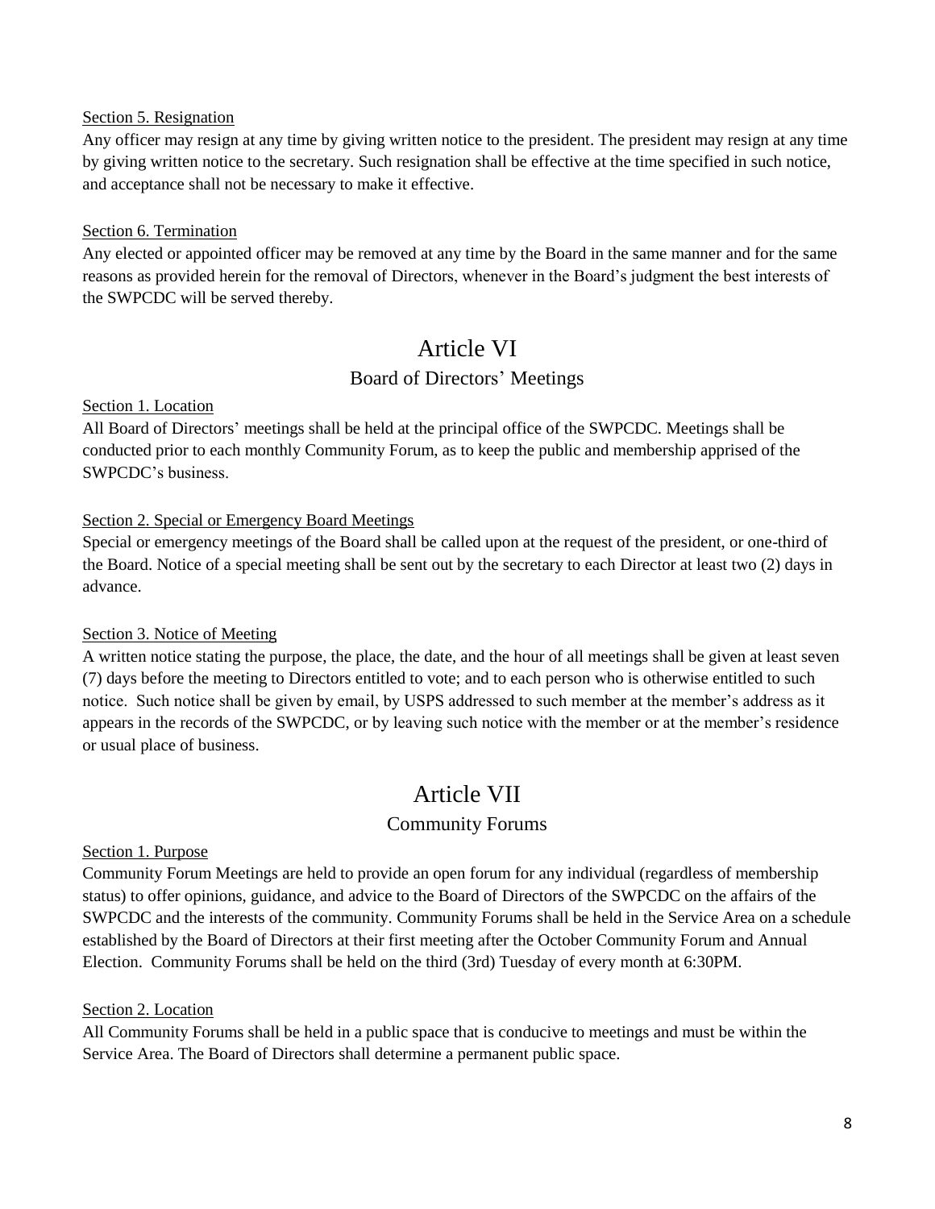Section 5. Resignation

Any officer may resign at any time by giving written notice to the president. The president may resign at any time by giving written notice to the secretary. Such resignation shall be effective at the time specified in such notice, and acceptance shall not be necessary to make it effective.

Section 6. Termination

Any elected or appointed officer may be removed at any time by the Board in the same manner and for the same reasons as provided herein for the removal of Directors, whenever in the Board's judgment the best interests of the SWPCDC will be served thereby.

# Article VI

## Board of Directors' Meetings

Section 1. Location

All Board of Directors' meetings shall be held at the principal office of the SWPCDC. Meetings shall be conducted prior to each monthly Community Forum, as to keep the public and membership apprised of the SWPCDC's business.

Section 2. Special or Emergency Board Meetings

Special or emergency meetings of the Board shall be called upon at the request of the president, or one-third of the Board. Notice of a special meeting shall be sent out by the secretary to each Director at least two (2) days in advance.

Section 3. Notice of Meeting

A written notice stating the purpose, the place, the date, and the hour of all meetings shall be given at least seven (7) days before the meeting to Directors entitled to vote; and to each person who is otherwise entitled to such notice. Such notice shall be given by email, by USPS addressed to such member at the member's address as it appears in the records of the SWPCDC, or by leaving such notice with the member or at the member's residence or usual place of business.

# Article VII

## Community Forums

Section 1. Purpose

Community Forum Meetings are held to provide an open forum for any individual (regardless of membership status) to offer opinions, guidance, and advice to the Board of Directors of the SWPCDC on the affairs of the SWPCDC and the interests of the community. Community Forums shall be held in the Service Area on a schedule established by the Board of Directors at their first meeting after the October Community Forum and Annual Election. Community Forums shall be held on the third (3rd) Tuesday of every month at 6:30PM.

Section 2. Location

All Community Forums shall be held in a public space that is conducive to meetings and must be within the Service Area. The Board of Directors shall determine a permanent public space.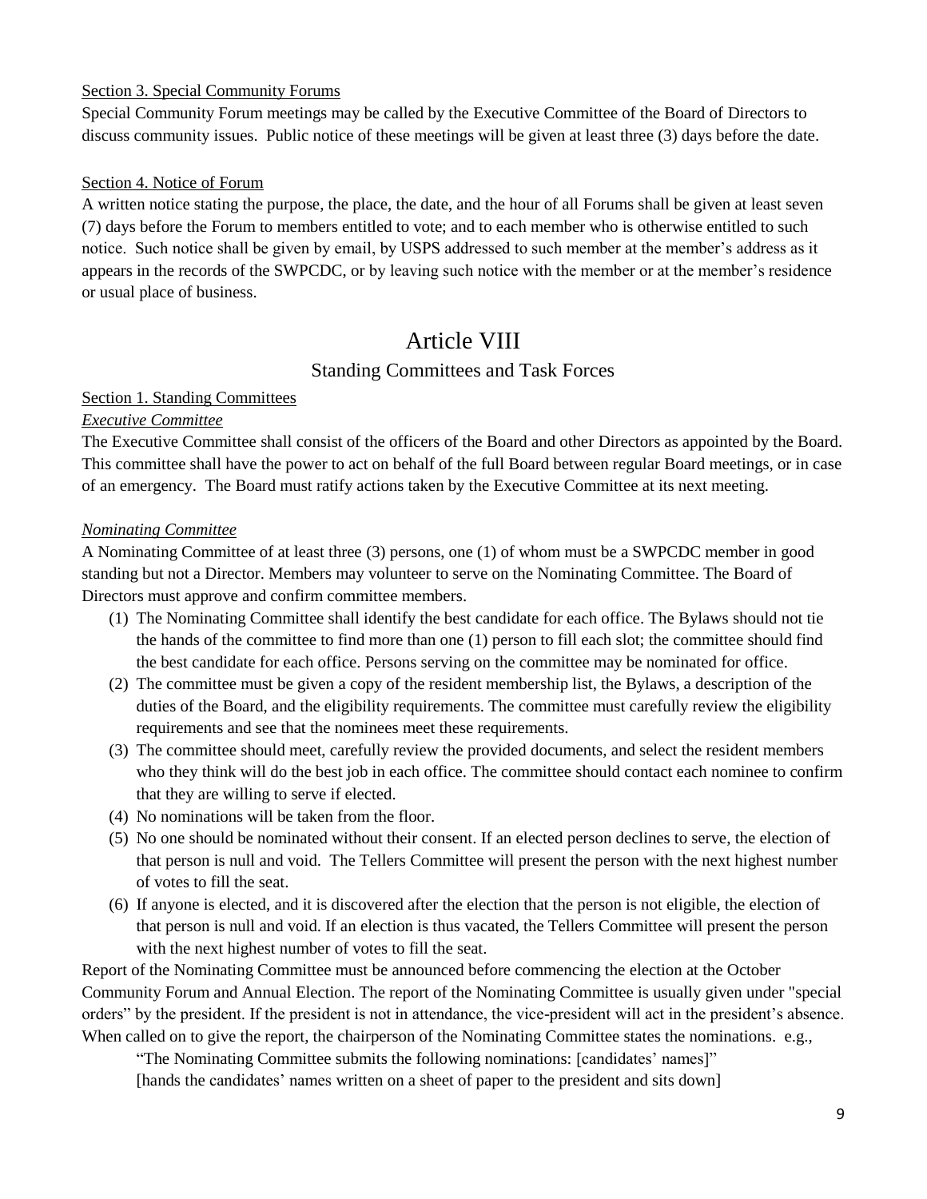Section 3. Special Community Forums

Special Community Forum meetings may be called by the Executive Committee of the Board of Directors to discuss community issues. Public notice of these meetings will be given at least three (3) days before the date.

Section 4. Notice of Forum

A written notice stating the purpose, the place, the date, and the hour of all Forums shall be given at least seven (7) days before the Forum to members entitled to vote; and to each member who is otherwise entitled to such notice. Such notice shall be given by email, by USPS addressed to such member at the member's address as it appears in the records of the SWPCDC, or by leaving such notice with the member or at the member's residence or usual place of business.

# Article VIII

## Standing Committees and Task Forces

Section 1. Standing Committees

***Executive Committee***

The Executive Committee shall consist of the officers of the Board and other Directors as appointed by the Board. This committee shall have the power to act on behalf of the full Board between regular Board meetings, or in case of an emergency. The Board must ratify actions taken by the Executive Committee at its next meeting.

***Nominating Committee***

A Nominating Committee of at least three (3) persons, one (1) of whom must be a SWPCDC member in good standing but not a Director. Members may volunteer to serve on the Nominating Committee. The Board of Directors must approve and confirm committee members.

(1) The Nominating Committee shall identify the best candidate for each office. The Bylaws should not tie the hands of the committee to find more than one (1) person to fill each slot; the committee should find the best candidate for each office. Persons serving on the committee may be nominated for office.

(2) The committee must be given a copy of the resident membership list, the Bylaws, a description of the duties of the Board, and the eligibility requirements. The committee must carefully review the eligibility requirements and see that the nominees meet these requirements.

(3) The committee should meet, carefully review the provided documents, and select the resident members who they think will do the best job in each office. The committee should contact each nominee to confirm that they are willing to serve if elected.

(4) No nominations will be taken from the floor.

(5) No one should be nominated without their consent. If an elected person declines to serve, the election of that person is null and void. The Tellers Committee will present the person with the next highest number of votes to fill the seat.

(6) If anyone is elected, and it is discovered after the election that the person is not eligible, the election of that person is null and void. If an election is thus vacated, the Tellers Committee will present the person with the next highest number of votes to fill the seat.

Report of the Nominating Committee must be announced before commencing the election at the October Community Forum and Annual Election. The report of the Nominating Committee is usually given under "special orders" by the president. If the president is not in attendance, the vice-president will act in the president's absence. When called on to give the report, the chairperson of the Nominating Committee states the nominations. e.g.,

"The Nominating Committee submits the following nominations: [candidates' names]"
[hands the candidates' names written on a sheet of paper to the president and sits down]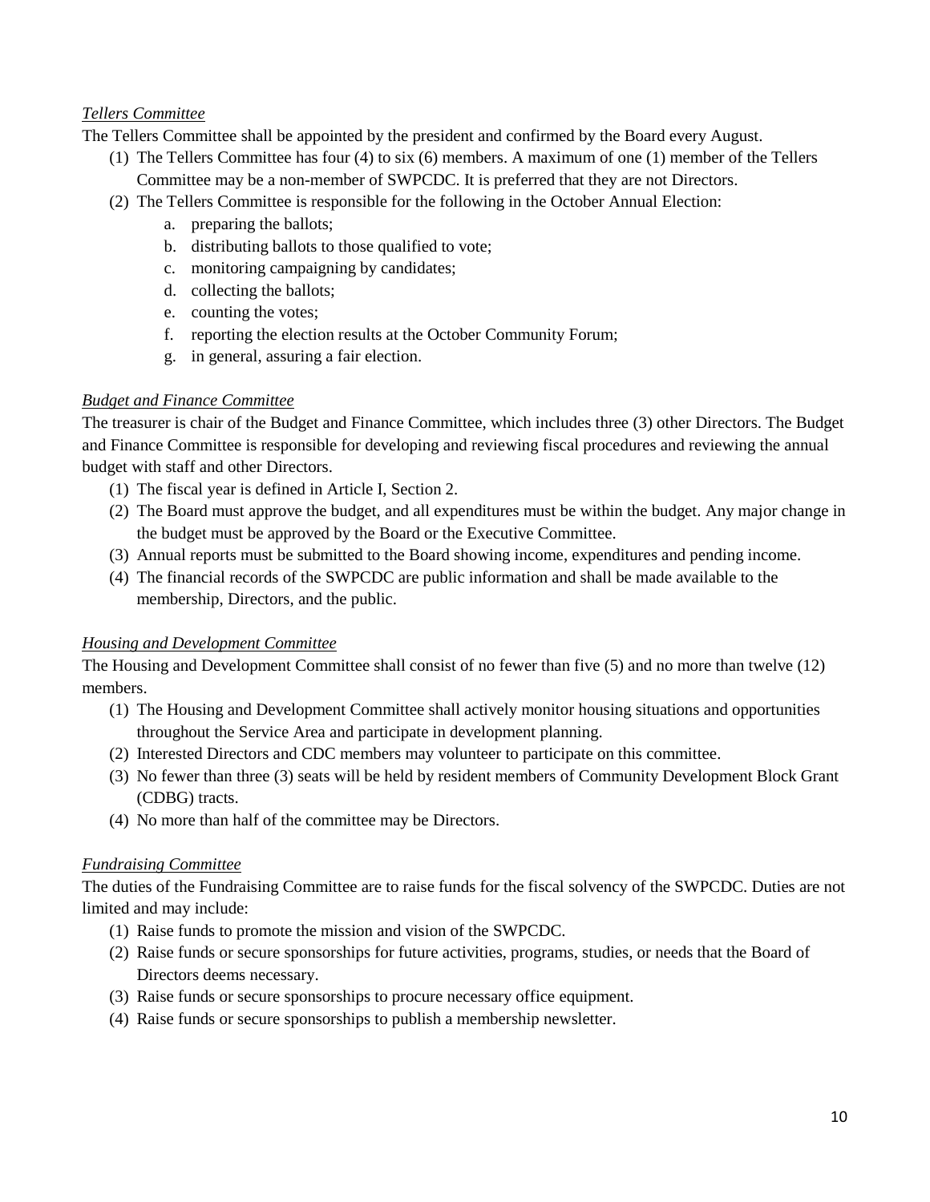*Tellers Committee*

The Tellers Committee shall be appointed by the president and confirmed by the Board every August.

(1) The Tellers Committee has four (4) to six (6) members. A maximum of one (1) member of the Tellers Committee may be a non-member of SWPCDC. It is preferred that they are not Directors.

(2) The Tellers Committee is responsible for the following in the October Annual Election:

   a. preparing the ballots;
   b. distributing ballots to those qualified to vote;
   c. monitoring campaigning by candidates;
   d. collecting the ballots;
   e. counting the votes;
   f. reporting the election results at the October Community Forum;
   g. in general, assuring a fair election.

*Budget and Finance Committee*

The treasurer is chair of the Budget and Finance Committee, which includes three (3) other Directors. The Budget and Finance Committee is responsible for developing and reviewing fiscal procedures and reviewing the annual budget with staff and other Directors.

(1) The fiscal year is defined in Article I, Section 2.

(2) The Board must approve the budget, and all expenditures must be within the budget. Any major change in the budget must be approved by the Board or the Executive Committee.

(3) Annual reports must be submitted to the Board showing income, expenditures and pending income.

(4) The financial records of the SWPCDC are public information and shall be made available to the membership, Directors, and the public.

*Housing and Development Committee*

The Housing and Development Committee shall consist of no fewer than five (5) and no more than twelve (12) members.

(1) The Housing and Development Committee shall actively monitor housing situations and opportunities throughout the Service Area and participate in development planning.

(2) Interested Directors and CDC members may volunteer to participate on this committee.

(3) No fewer than three (3) seats will be held by resident members of Community Development Block Grant (CDBG) tracts.

(4) No more than half of the committee may be Directors.

*Fundraising Committee*

The duties of the Fundraising Committee are to raise funds for the fiscal solvency of the SWPCDC. Duties are not limited and may include:

(1) Raise funds to promote the mission and vision of the SWPCDC.

(2) Raise funds or secure sponsorships for future activities, programs, studies, or needs that the Board of Directors deems necessary.

(3) Raise funds or secure sponsorships to procure necessary office equipment.

(4) Raise funds or secure sponsorships to publish a membership newsletter.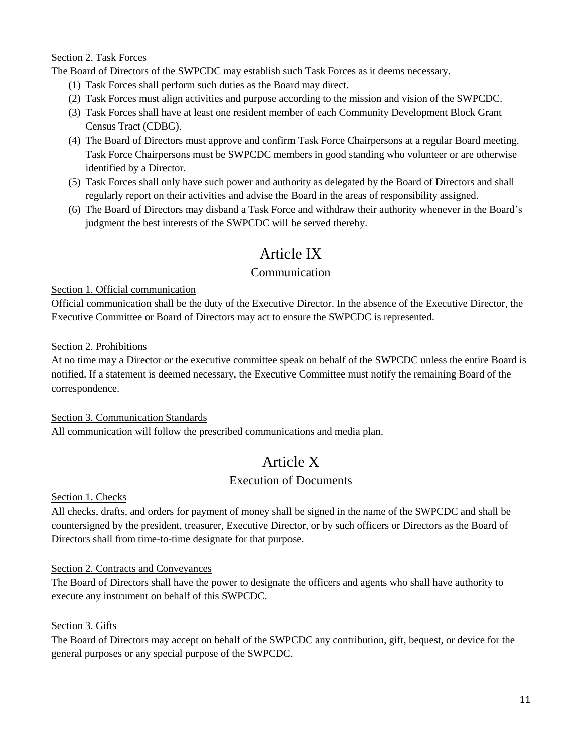Section 2. Task Forces

The Board of Directors of the SWPCDC may establish such Task Forces as it deems necessary.

(1) Task Forces shall perform such duties as the Board may direct.
(2) Task Forces must align activities and purpose according to the mission and vision of the SWPCDC.
(3) Task Forces shall have at least one resident member of each Community Development Block Grant Census Tract (CDBG).
(4) The Board of Directors must approve and confirm Task Force Chairpersons at a regular Board meeting. Task Force Chairpersons must be SWPCDC members in good standing who volunteer or are otherwise identified by a Director.
(5) Task Forces shall only have such power and authority as delegated by the Board of Directors and shall regularly report on their activities and advise the Board in the areas of responsibility assigned.
(6) The Board of Directors may disband a Task Force and withdraw their authority whenever in the Board's judgment the best interests of the SWPCDC will be served thereby.

# Article IX

## Communication

Section 1. Official communication

Official communication shall be the duty of the Executive Director. In the absence of the Executive Director, the Executive Committee or Board of Directors may act to ensure the SWPCDC is represented.

Section 2. Prohibitions

At no time may a Director or the executive committee speak on behalf of the SWPCDC unless the entire Board is notified. If a statement is deemed necessary, the Executive Committee must notify the remaining Board of the correspondence.

Section 3. Communication Standards

All communication will follow the prescribed communications and media plan.

# Article X

## Execution of Documents

Section 1. Checks

All checks, drafts, and orders for payment of money shall be signed in the name of the SWPCDC and shall be countersigned by the president, treasurer, Executive Director, or by such officers or Directors as the Board of Directors shall from time-to-time designate for that purpose.

Section 2. Contracts and Conveyances

The Board of Directors shall have the power to designate the officers and agents who shall have authority to execute any instrument on behalf of this SWPCDC.

Section 3. Gifts

The Board of Directors may accept on behalf of the SWPCDC any contribution, gift, bequest, or device for the general purposes or any special purpose of the SWPCDC.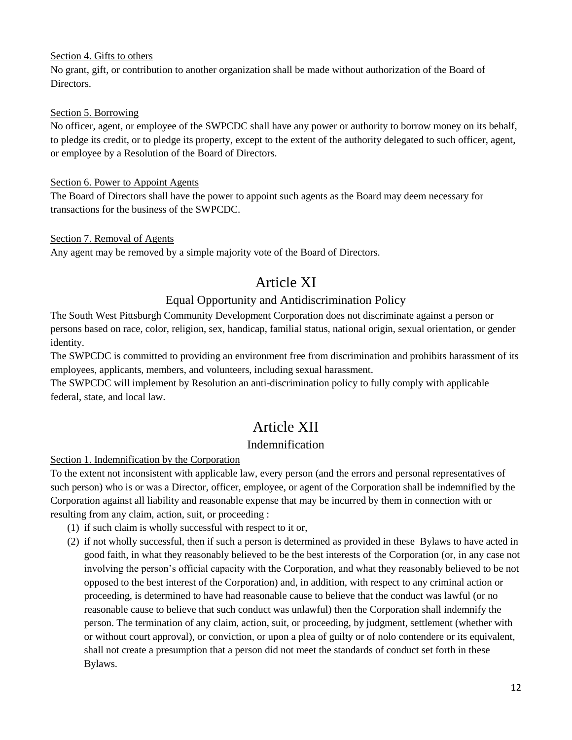Section 4. Gifts to others

No grant, gift, or contribution to another organization shall be made without authorization of the Board of Directors.

Section 5. Borrowing

No officer, agent, or employee of the SWPCDC shall have any power or authority to borrow money on its behalf, to pledge its credit, or to pledge its property, except to the extent of the authority delegated to such officer, agent, or employee by a Resolution of the Board of Directors.

Section 6. Power to Appoint Agents

The Board of Directors shall have the power to appoint such agents as the Board may deem necessary for transactions for the business of the SWPCDC.

Section 7. Removal of Agents

Any agent may be removed by a simple majority vote of the Board of Directors.

# Article XI

## Equal Opportunity and Antidiscrimination Policy

The South West Pittsburgh Community Development Corporation does not discriminate against a person or persons based on race, color, religion, sex, handicap, familial status, national origin, sexual orientation, or gender identity.

The SWPCDC is committed to providing an environment free from discrimination and prohibits harassment of its employees, applicants, members, and volunteers, including sexual harassment.

The SWPCDC will implement by Resolution an anti-discrimination policy to fully comply with applicable federal, state, and local law.

# Article XII

## Indemnification

Section 1. Indemnification by the Corporation

To the extent not inconsistent with applicable law, every person (and the errors and personal representatives of such person) who is or was a Director, officer, employee, or agent of the Corporation shall be indemnified by the Corporation against all liability and reasonable expense that may be incurred by them in connection with or resulting from any claim, action, suit, or proceeding :

(1) if such claim is wholly successful with respect to it or,

(2) if not wholly successful, then if such a person is determined as provided in these Bylaws to have acted in good faith, in what they reasonably believed to be the best interests of the Corporation (or, in any case not involving the person's official capacity with the Corporation, and what they reasonably believed to be not opposed to the best interest of the Corporation) and, in addition, with respect to any criminal action or proceeding, is determined to have had reasonable cause to believe that the conduct was lawful (or no reasonable cause to believe that such conduct was unlawful) then the Corporation shall indemnify the person. The termination of any claim, action, suit, or proceeding, by judgment, settlement (whether with or without court approval), or conviction, or upon a plea of guilty or of nolo contendere or its equivalent, shall not create a presumption that a person did not meet the standards of conduct set forth in these Bylaws.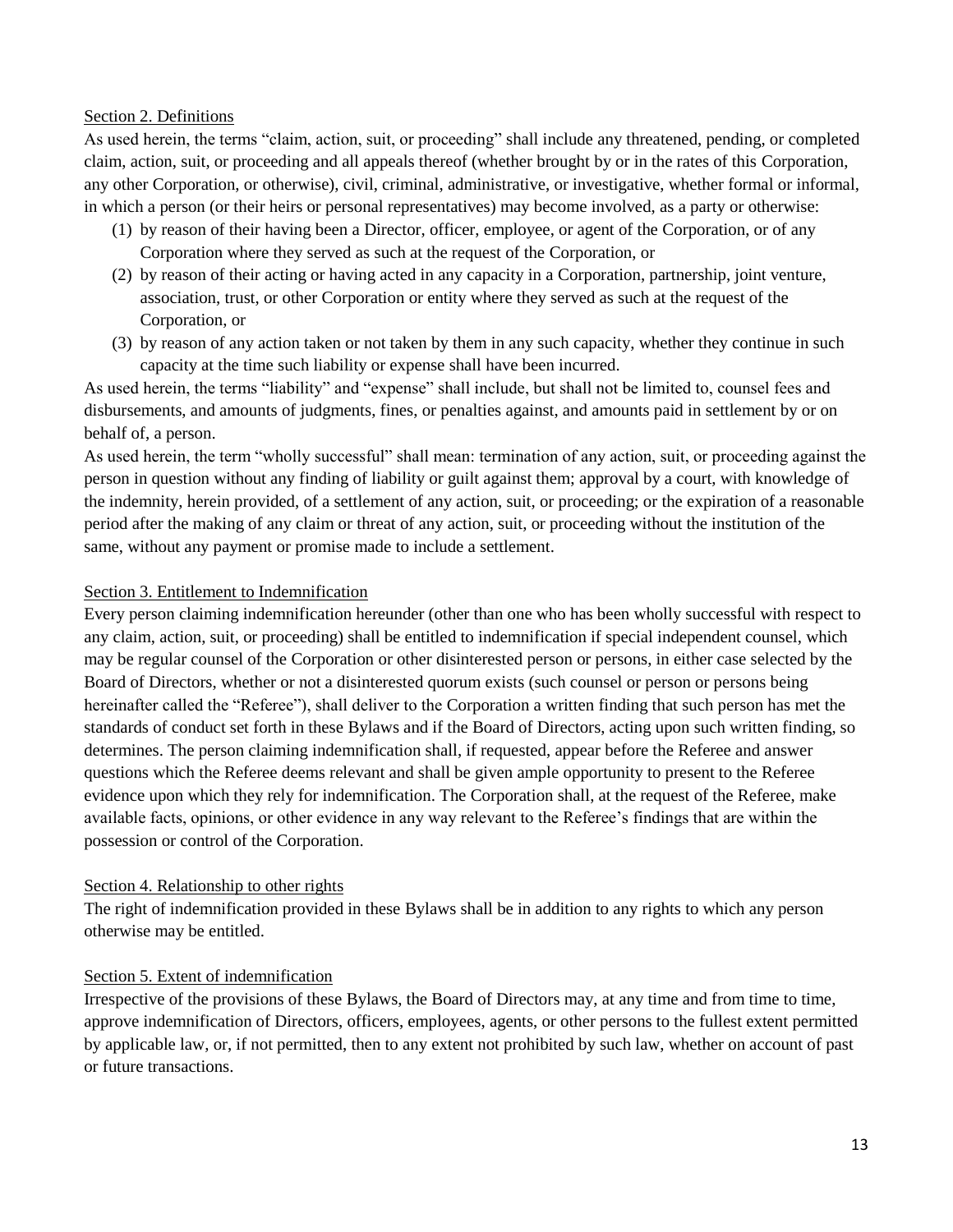Section 2. Definitions

As used herein, the terms "claim, action, suit, or proceeding" shall include any threatened, pending, or completed claim, action, suit, or proceeding and all appeals thereof (whether brought by or in the rates of this Corporation, any other Corporation, or otherwise), civil, criminal, administrative, or investigative, whether formal or informal, in which a person (or their heirs or personal representatives) may become involved, as a party or otherwise:

(1) by reason of their having been a Director, officer, employee, or agent of the Corporation, or of any Corporation where they served as such at the request of the Corporation, or
(2) by reason of their acting or having acted in any capacity in a Corporation, partnership, joint venture, association, trust, or other Corporation or entity where they served as such at the request of the Corporation, or
(3) by reason of any action taken or not taken by them in any such capacity, whether they continue in such capacity at the time such liability or expense shall have been incurred.

As used herein, the terms "liability" and "expense" shall include, but shall not be limited to, counsel fees and disbursements, and amounts of judgments, fines, or penalties against, and amounts paid in settlement by or on behalf of, a person.

As used herein, the term "wholly successful" shall mean: termination of any action, suit, or proceeding against the person in question without any finding of liability or guilt against them; approval by a court, with knowledge of the indemnity, herein provided, of a settlement of any action, suit, or proceeding; or the expiration of a reasonable period after the making of any claim or threat of any action, suit, or proceeding without the institution of the same, without any payment or promise made to include a settlement.

Section 3. Entitlement to Indemnification

Every person claiming indemnification hereunder (other than one who has been wholly successful with respect to any claim, action, suit, or proceeding) shall be entitled to indemnification if special independent counsel, which may be regular counsel of the Corporation or other disinterested person or persons, in either case selected by the Board of Directors, whether or not a disinterested quorum exists (such counsel or person or persons being hereinafter called the "Referee"), shall deliver to the Corporation a written finding that such person has met the standards of conduct set forth in these Bylaws and if the Board of Directors, acting upon such written finding, so determines. The person claiming indemnification shall, if requested, appear before the Referee and answer questions which the Referee deems relevant and shall be given ample opportunity to present to the Referee evidence upon which they rely for indemnification. The Corporation shall, at the request of the Referee, make available facts, opinions, or other evidence in any way relevant to the Referee's findings that are within the possession or control of the Corporation.

Section 4. Relationship to other rights

The right of indemnification provided in these Bylaws shall be in addition to any rights to which any person otherwise may be entitled.

Section 5. Extent of indemnification

Irrespective of the provisions of these Bylaws, the Board of Directors may, at any time and from time to time, approve indemnification of Directors, officers, employees, agents, or other persons to the fullest extent permitted by applicable law, or, if not permitted, then to any extent not prohibited by such law, whether on account of past or future transactions.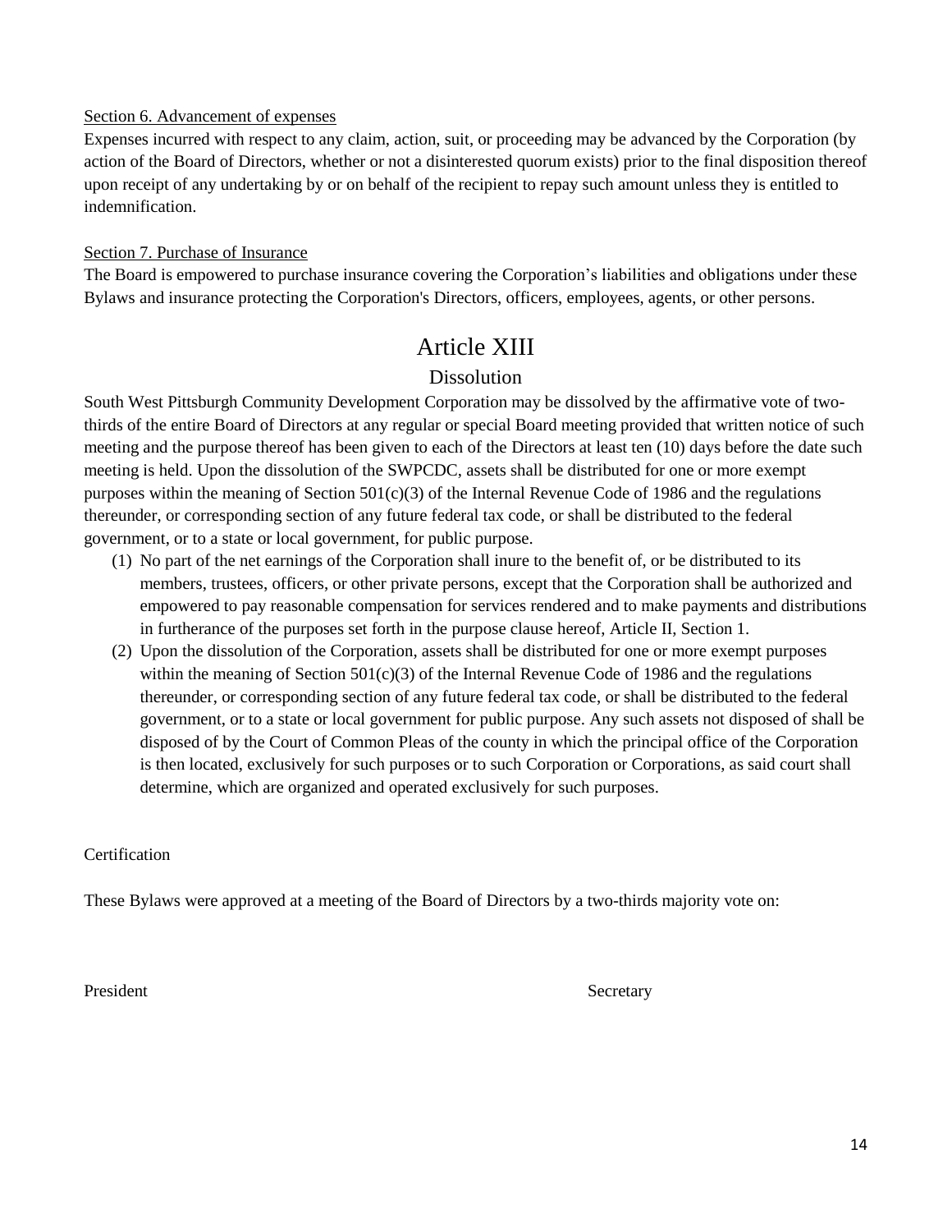Section 6. Advancement of expenses

Expenses incurred with respect to any claim, action, suit, or proceeding may be advanced by the Corporation (by action of the Board of Directors, whether or not a disinterested quorum exists) prior to the final disposition thereof upon receipt of any undertaking by or on behalf of the recipient to repay such amount unless they is entitled to indemnification.

Section 7. Purchase of Insurance

The Board is empowered to purchase insurance covering the Corporation's liabilities and obligations under these Bylaws and insurance protecting the Corporation's Directors, officers, employees, agents, or other persons.

# Article XIII

## Dissolution

South West Pittsburgh Community Development Corporation may be dissolved by the affirmative vote of two-thirds of the entire Board of Directors at any regular or special Board meeting provided that written notice of such meeting and the purpose thereof has been given to each of the Directors at least ten (10) days before the date such meeting is held. Upon the dissolution of the SWPCDC, assets shall be distributed for one or more exempt purposes within the meaning of Section 501(c)(3) of the Internal Revenue Code of 1986 and the regulations thereunder, or corresponding section of any future federal tax code, or shall be distributed to the federal government, or to a state or local government, for public purpose.

(1) No part of the net earnings of the Corporation shall inure to the benefit of, or be distributed to its members, trustees, officers, or other private persons, except that the Corporation shall be authorized and empowered to pay reasonable compensation for services rendered and to make payments and distributions in furtherance of the purposes set forth in the purpose clause hereof, Article II, Section 1.

(2) Upon the dissolution of the Corporation, assets shall be distributed for one or more exempt purposes within the meaning of Section 501(c)(3) of the Internal Revenue Code of 1986 and the regulations thereunder, or corresponding section of any future federal tax code, or shall be distributed to the federal government, or to a state or local government for public purpose. Any such assets not disposed of shall be disposed of by the Court of Common Pleas of the county in which the principal office of the Corporation is then located, exclusively for such purposes or to such Corporation or Corporations, as said court shall determine, which are organized and operated exclusively for such purposes.

Certification

These Bylaws were approved at a meeting of the Board of Directors by a two-thirds majority vote on:

President                                        Secretary